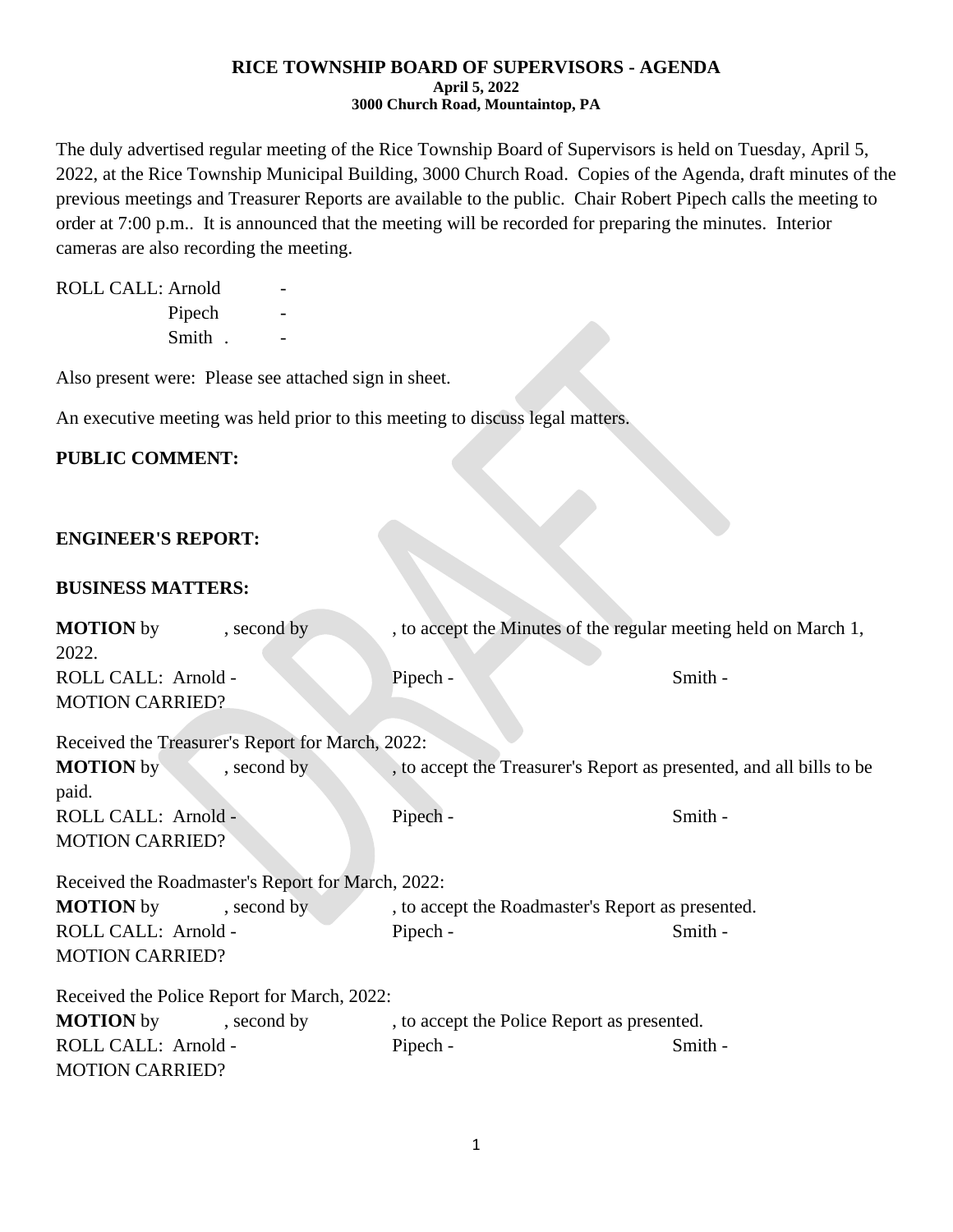**RICE TOWNSHIP BOARD OF SUPERVISORS - AGENDA**
**April 5, 2022**
**3000 Church Road, Mountaintop, PA**

The duly advertised regular meeting of the Rice Township Board of Supervisors is held on Tuesday, April 5, 2022, at the Rice Township Municipal Building, 3000 Church Road. Copies of the Agenda, draft minutes of the previous meetings and Treasurer Reports are available to the public. Chair Robert Pipech calls the meeting to order at 7:00 p.m.. It is announced that the meeting will be recorded for preparing the minutes. Interior cameras are also recording the meeting.

ROLL CALL: Arnold -
Pipech -
Smith . -

Also present were: Please see attached sign in sheet.

An executive meeting was held prior to this meeting to discuss legal matters.

**PUBLIC COMMENT:**

**ENGINEER'S REPORT:**

**BUSINESS MATTERS:**

**MOTION** by , second by , to accept the Minutes of the regular meeting held on March 1, 2022.
ROLL CALL: Arnold - Pipech - Smith -
MOTION CARRIED?

Received the Treasurer's Report for March, 2022:
**MOTION** by , second by , to accept the Treasurer's Report as presented, and all bills to be paid.
ROLL CALL: Arnold - Pipech - Smith -
MOTION CARRIED?

Received the Roadmaster's Report for March, 2022:
**MOTION** by , second by , to accept the Roadmaster's Report as presented.
ROLL CALL: Arnold - Pipech - Smith -
MOTION CARRIED?

Received the Police Report for March, 2022:
**MOTION** by , second by , to accept the Police Report as presented.
ROLL CALL: Arnold - Pipech - Smith -
MOTION CARRIED?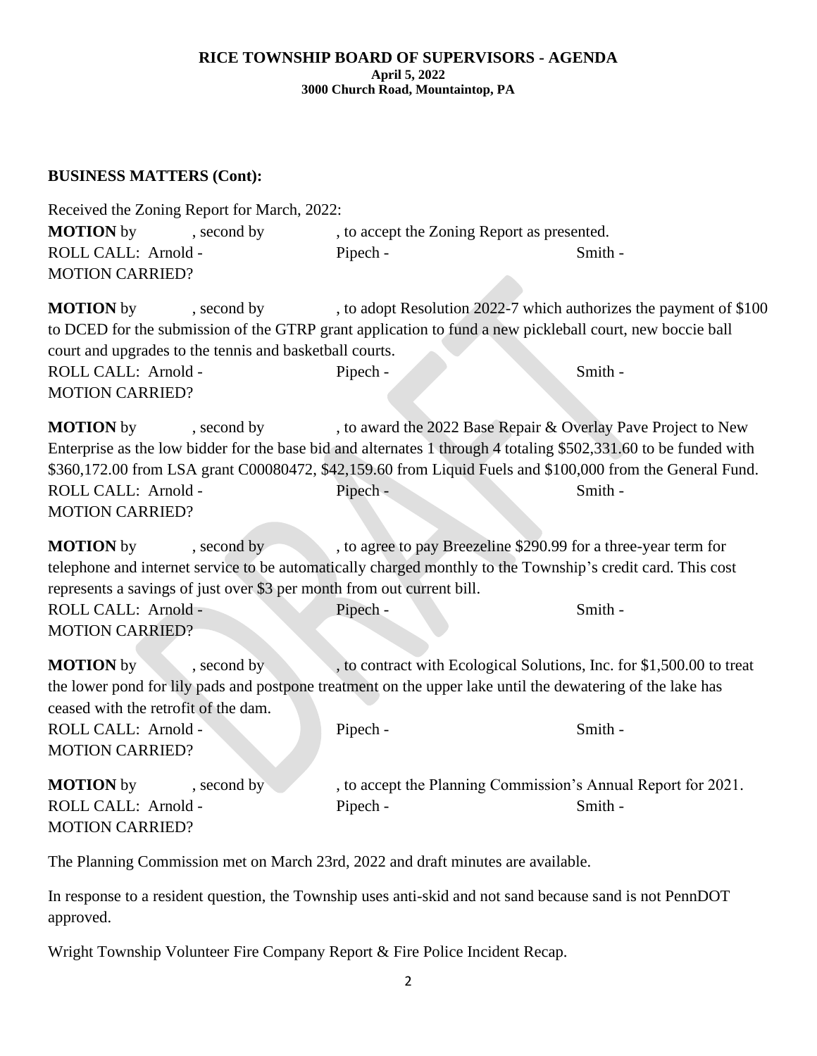**RICE TOWNSHIP BOARD OF SUPERVISORS - AGENDA**
**April 5, 2022**
**3000 Church Road, Mountaintop, PA**

**BUSINESS MATTERS (Cont):**

Received the Zoning Report for March, 2022:
**MOTION** by , second by , to accept the Zoning Report as presented.
ROLL CALL: Arnold - Pipech - Smith -
MOTION CARRIED?

**MOTION** by , second by , to adopt Resolution 2022-7 which authorizes the payment of $100 to DCED for the submission of the GTRP grant application to fund a new pickleball court, new boccie ball court and upgrades to the tennis and basketball courts.
ROLL CALL: Arnold - Pipech - Smith -
MOTION CARRIED?

**MOTION** by , second by , to award the 2022 Base Repair & Overlay Pave Project to New Enterprise as the low bidder for the base bid and alternates 1 through 4 totaling $502,331.60 to be funded with $360,172.00 from LSA grant C00080472, $42,159.60 from Liquid Fuels and $100,000 from the General Fund.
ROLL CALL: Arnold - Pipech - Smith -
MOTION CARRIED?

**MOTION** by , second by , to agree to pay Breezeline $290.99 for a three-year term for telephone and internet service to be automatically charged monthly to the Township's credit card. This cost represents a savings of just over $3 per month from out current bill.
ROLL CALL: Arnold - Pipech - Smith -
MOTION CARRIED?

**MOTION** by , second by , to contract with Ecological Solutions, Inc. for $1,500.00 to treat the lower pond for lily pads and postpone treatment on the upper lake until the dewatering of the lake has ceased with the retrofit of the dam.
ROLL CALL: Arnold - Pipech - Smith -
MOTION CARRIED?

**MOTION** by , second by , to accept the Planning Commission's Annual Report for 2021.
ROLL CALL: Arnold - Pipech - Smith -
MOTION CARRIED?

The Planning Commission met on March 23rd, 2022 and draft minutes are available.

In response to a resident question, the Township uses anti-skid and not sand because sand is not PennDOT approved.

Wright Township Volunteer Fire Company Report & Fire Police Incident Recap.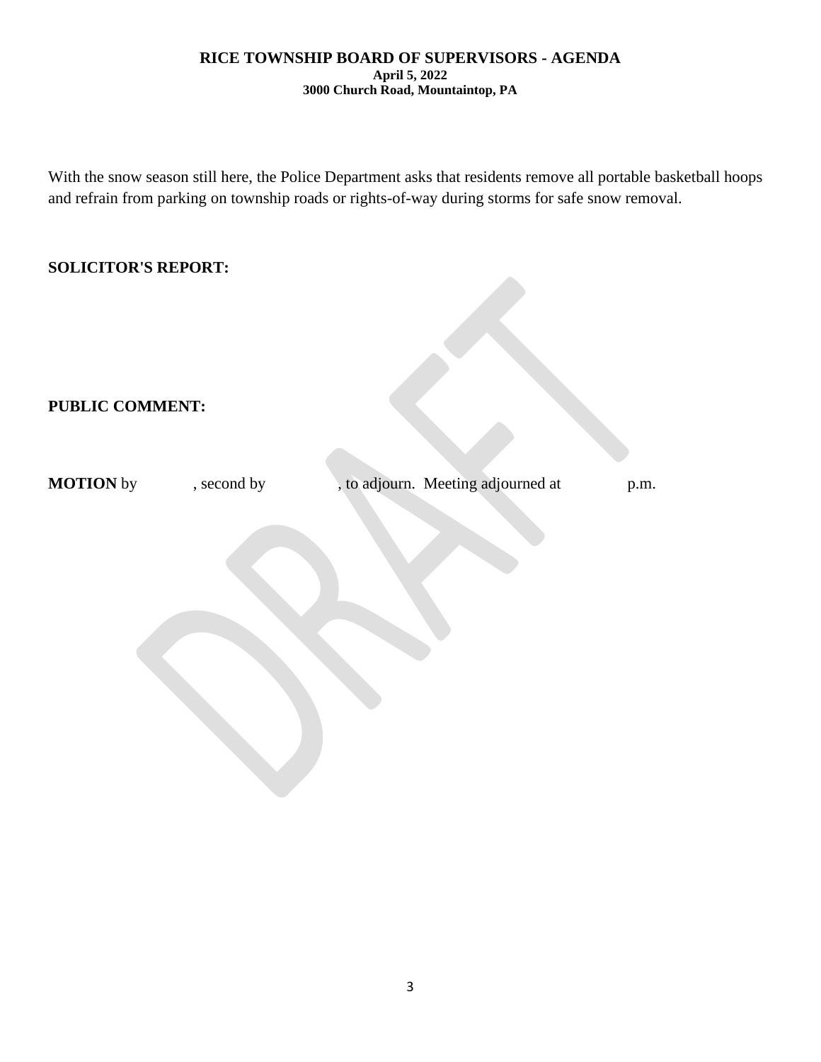With the snow season still here, the Police Department asks that residents remove all portable basketball hoops and refrain from parking on township roads or rights-of-way during storms for safe snow removal.

**SOLICITOR'S REPORT:**

**PUBLIC COMMENT:**

**MOTION** by , second by , to adjourn. Meeting adjourned at p.m.